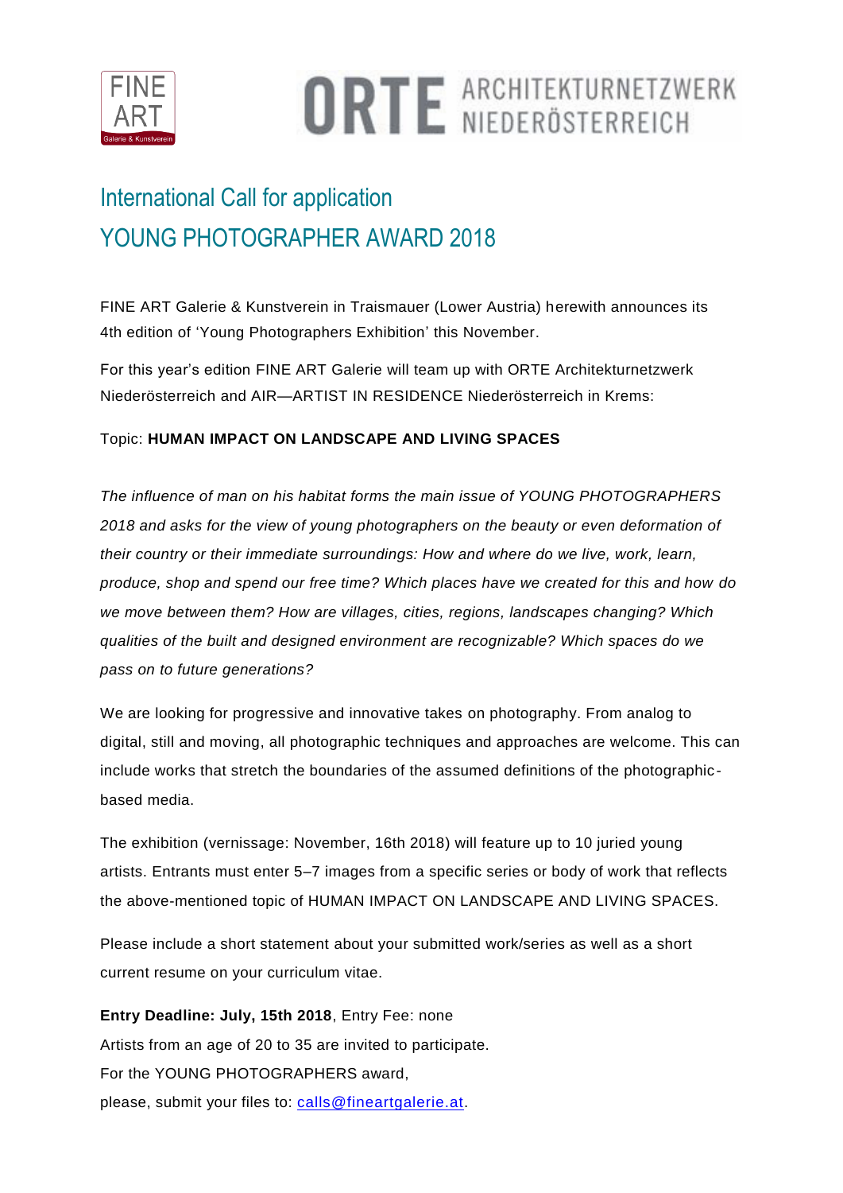FINE ART Galerie & Kunstverein

ORTE ARCHITEKTURNETZWERK NIEDERÖSTERREICH

# International Call for application
# YOUNG PHOTOGRAPHER AWARD 2018

FINE ART Galerie & Kunstverein in Traismauer (Lower Austria) herewith announces its 4th edition of 'Young Photographers Exhibition' this November.

For this year's edition FINE ART Galerie will team up with ORTE Architekturnetzwerk Niederösterreich and AIR—ARTIST IN RESIDENCE Niederösterreich in Krems:

Topic: **HUMAN IMPACT ON LANDSCAPE AND LIVING SPACES**

*The influence of man on his habitat forms the main issue of YOUNG PHOTOGRAPHERS 2018 and asks for the view of young photographers on the beauty or even deformation of their country or their immediate surroundings: How and where do we live, work, learn, produce, shop and spend our free time? Which places have we created for this and how do we move between them? How are villages, cities, regions, landscapes changing? Which qualities of the built and designed environment are recognizable? Which spaces do we pass on to future generations?*

We are looking for progressive and innovative takes on photography. From analog to digital, still and moving, all photographic techniques and approaches are welcome. This can include works that stretch the boundaries of the assumed definitions of the photographic-based media.

The exhibition (vernissage: November, 16th 2018) will feature up to 10 juried young artists. Entrants must enter 5–7 images from a specific series or body of work that reflects the above-mentioned topic of HUMAN IMPACT ON LANDSCAPE AND LIVING SPACES.

Please include a short statement about your submitted work/series as well as a short current resume on your curriculum vitae.

**Entry Deadline: July, 15th 2018**, Entry Fee: none
Artists from an age of 20 to 35 are invited to participate.
For the YOUNG PHOTOGRAPHERS award,
please, submit your files to: calls@fineartgalerie.at.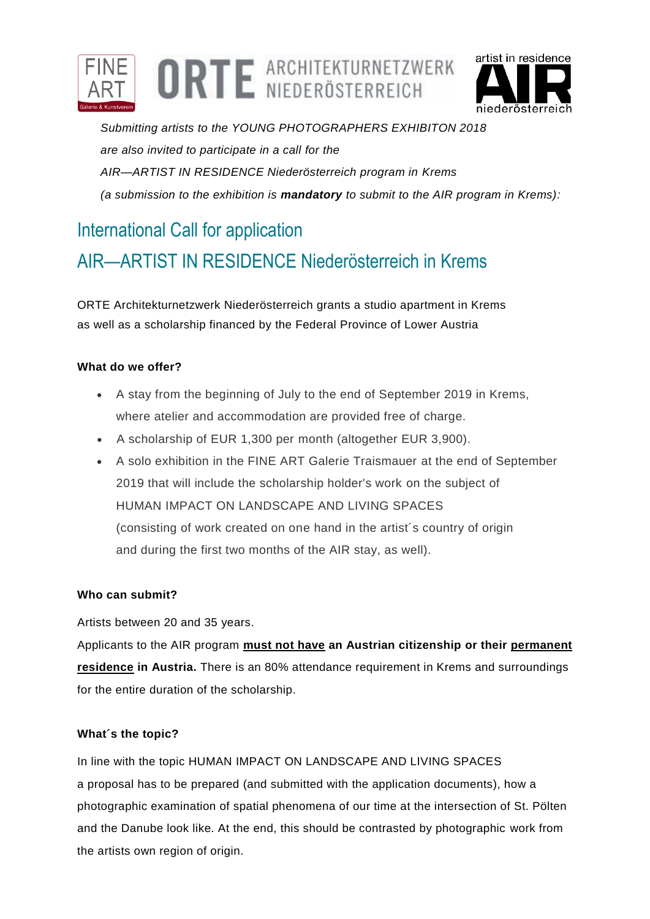*Submitting artists to the YOUNG PHOTOGRAPHERS EXHIBITON 2018*
*are also invited to participate in a call for the*
*AIR—ARTIST IN RESIDENCE Niederösterreich program in Krems*
*(a submission to the exhibition is **mandatory** to submit to the AIR program in Krems):*

## International Call for application
## AIR—ARTIST IN RESIDENCE Niederösterreich in Krems

ORTE Architekturnetzwerk Niederösterreich grants a studio apartment in Krems as well as a scholarship financed by the Federal Province of Lower Austria

**What do we offer?**

- A stay from the beginning of July to the end of September 2019 in Krems, where atelier and accommodation are provided free of charge.
- A scholarship of EUR 1,300 per month (altogether EUR 3,900).
- A solo exhibition in the FINE ART Galerie Traismauer at the end of September 2019 that will include the scholarship holder's work on the subject of HUMAN IMPACT ON LANDSCAPE AND LIVING SPACES (consisting of work created on one hand in the artist´s country of origin and during the first two months of the AIR stay, as well).

**Who can submit?**

Artists between 20 and 35 years.

Applicants to the AIR program **must not have an Austrian citizenship or their permanent residence in Austria.** There is an 80% attendance requirement in Krems and surroundings for the entire duration of the scholarship.

**What´s the topic?**

In line with the topic HUMAN IMPACT ON LANDSCAPE AND LIVING SPACES a proposal has to be prepared (and submitted with the application documents), how a photographic examination of spatial phenomena of our time at the intersection of St. Pölten and the Danube look like. At the end, this should be contrasted by photographic work from the artists own region of origin.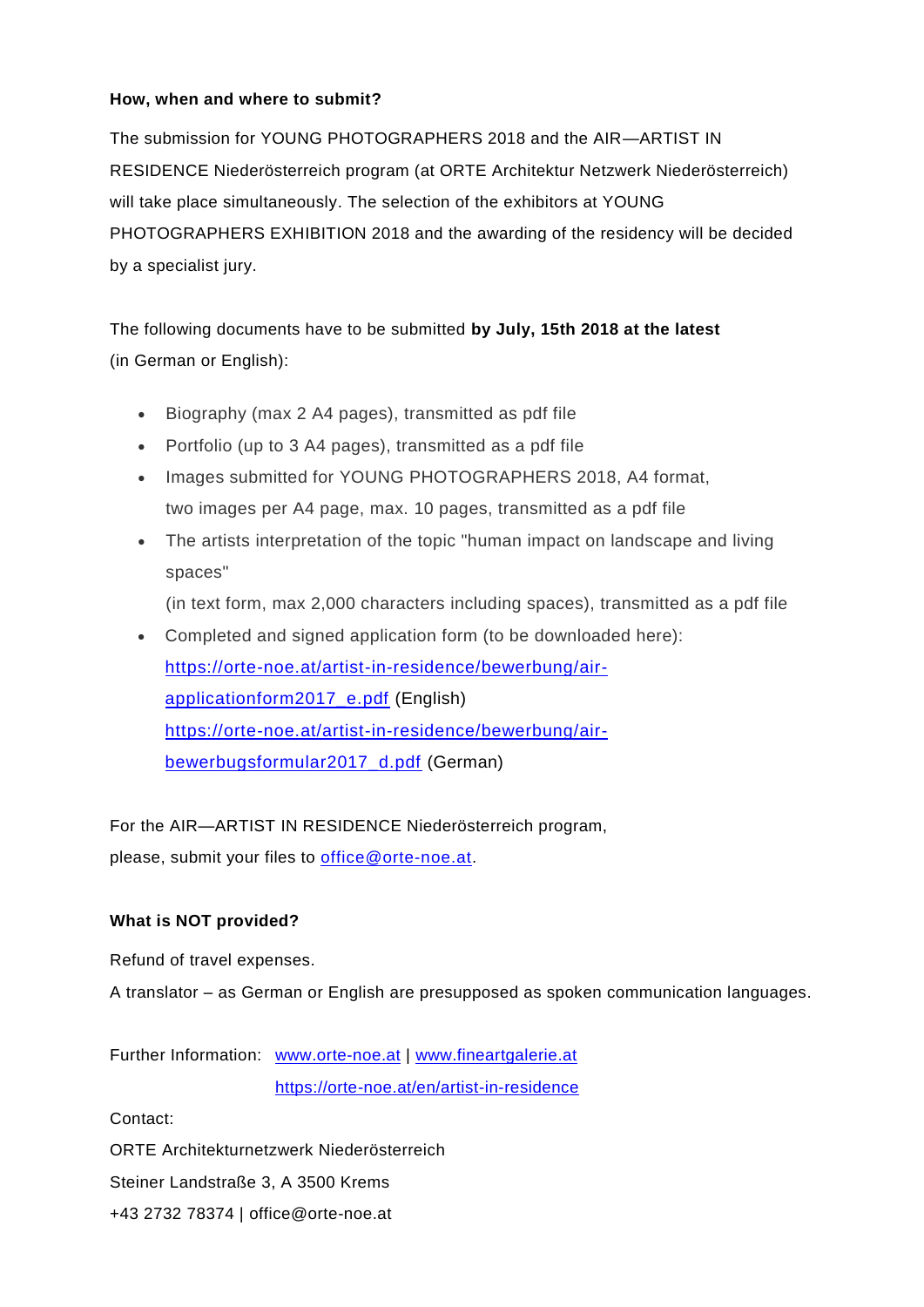**How, when and where to submit?**

The submission for YOUNG PHOTOGRAPHERS 2018 and the AIR—ARTIST IN RESIDENCE Niederösterreich program (at ORTE Architektur Netzwerk Niederösterreich) will take place simultaneously. The selection of the exhibitors at YOUNG PHOTOGRAPHERS EXHIBITION 2018 and the awarding of the residency will be decided by a specialist jury.

The following documents have to be submitted **by July, 15th 2018 at the latest** (in German or English):

- Biography (max 2 A4 pages), transmitted as pdf file
- Portfolio (up to 3 A4 pages), transmitted as a pdf file
- Images submitted for YOUNG PHOTOGRAPHERS 2018, A4 format, two images per A4 page, max. 10 pages, transmitted as a pdf file
- The artists interpretation of the topic "human impact on landscape and living spaces" (in text form, max 2,000 characters including spaces), transmitted as a pdf file
- Completed and signed application form (to be downloaded here): https://orte-noe.at/artist-in-residence/bewerbung/air-applicationform2017_e.pdf (English) https://orte-noe.at/artist-in-residence/bewerbung/air-bewerbugsformular2017_d.pdf (German)

For the AIR—ARTIST IN RESIDENCE Niederösterreich program, please, submit your files to office@orte-noe.at.

**What is NOT provided?**

Refund of travel expenses.

A translator – as German or English are presupposed as spoken communication languages.

Further Information: www.orte-noe.at | www.fineartgalerie.at
https://orte-noe.at/en/artist-in-residence

Contact:
ORTE Architekturnetzwerk Niederösterreich
Steiner Landstraße 3, A 3500 Krems
+43 2732 78374 | office@orte-noe.at